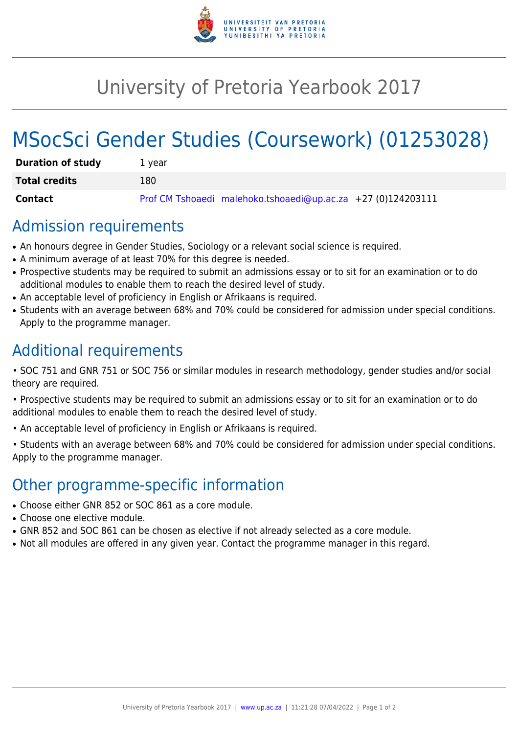# University of Pretoria Yearbook 2017

# MSocSci Gender Studies (Coursework) (01253028)

| | |
|---|---|
| **Duration of study** | 1 year |
| **Total credits** | 180 |
| **Contact** | Prof CM Tshoaedi malehoko.tshoaedi@up.ac.za +27 (0)124203111 |

## Admission requirements

- An honours degree in Gender Studies, Sociology or a relevant social science is required.
- A minimum average of at least 70% for this degree is needed.
- Prospective students may be required to submit an admissions essay or to sit for an examination or to do additional modules to enable them to reach the desired level of study.
- An acceptable level of proficiency in English or Afrikaans is required.
- Students with an average between 68% and 70% could be considered for admission under special conditions. Apply to the programme manager.

## Additional requirements

• SOC 751 and GNR 751 or SOC 756 or similar modules in research methodology, gender studies and/or social theory are required.

• Prospective students may be required to submit an admissions essay or to sit for an examination or to do additional modules to enable them to reach the desired level of study.

• An acceptable level of proficiency in English or Afrikaans is required.

• Students with an average between 68% and 70% could be considered for admission under special conditions. Apply to the programme manager.

## Other programme-specific information

- Choose either GNR 852 or SOC 861 as a core module.
- Choose one elective module.
- GNR 852 and SOC 861 can be chosen as elective if not already selected as a core module.
- Not all modules are offered in any given year. Contact the programme manager in this regard.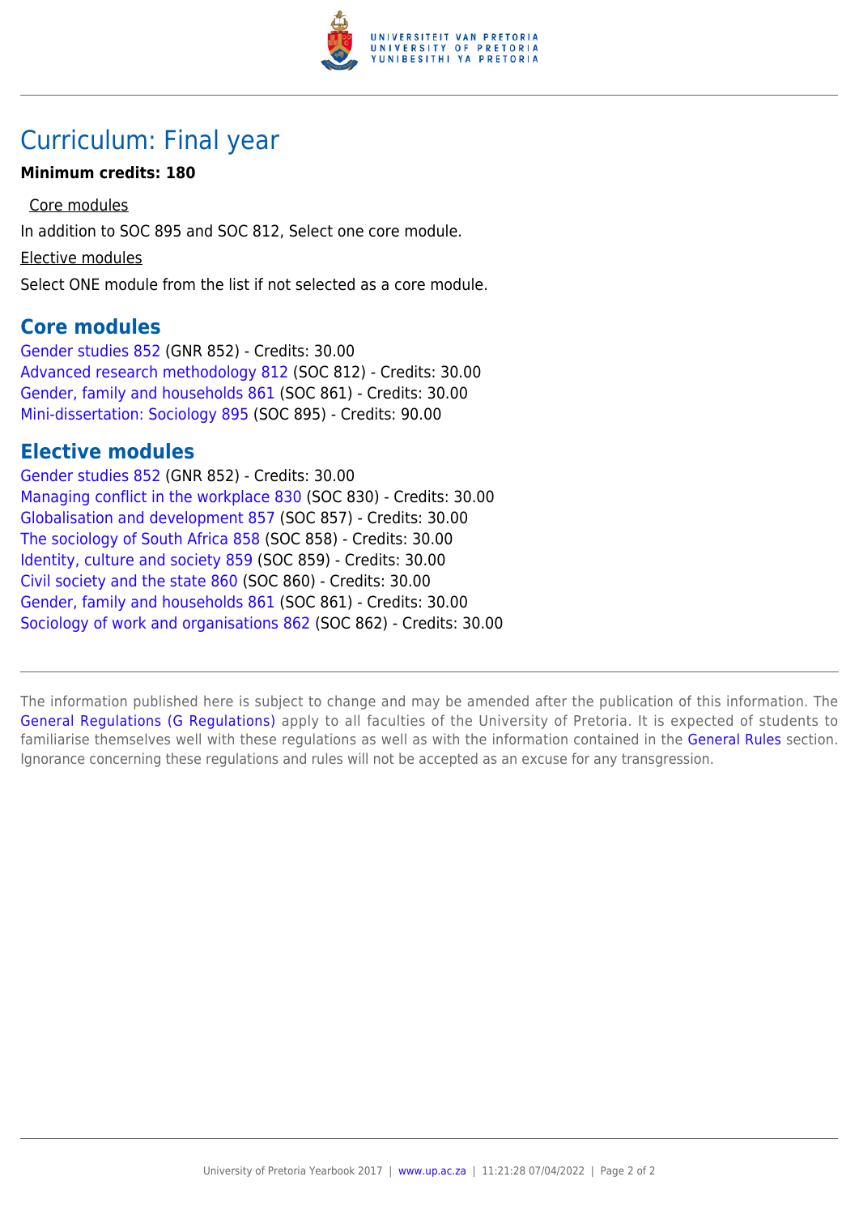## Curriculum: Final year

**Minimum credits: 180**

Core modules

In addition to SOC 895 and SOC 812, Select one core module.

Elective modules

Select ONE module from the list if not selected as a core module.

### Core modules

Gender studies 852 (GNR 852) - Credits: 30.00
Advanced research methodology 812 (SOC 812) - Credits: 30.00
Gender, family and households 861 (SOC 861) - Credits: 30.00
Mini-dissertation: Sociology 895 (SOC 895) - Credits: 90.00

### Elective modules

Gender studies 852 (GNR 852) - Credits: 30.00
Managing conflict in the workplace 830 (SOC 830) - Credits: 30.00
Globalisation and development 857 (SOC 857) - Credits: 30.00
The sociology of South Africa 858 (SOC 858) - Credits: 30.00
Identity, culture and society 859 (SOC 859) - Credits: 30.00
Civil society and the state 860 (SOC 860) - Credits: 30.00
Gender, family and households 861 (SOC 861) - Credits: 30.00
Sociology of work and organisations 862 (SOC 862) - Credits: 30.00

---

The information published here is subject to change and may be amended after the publication of this information. The General Regulations (G Regulations) apply to all faculties of the University of Pretoria. It is expected of students to familiarise themselves well with these regulations as well as with the information contained in the General Rules section. Ignorance concerning these regulations and rules will not be accepted as an excuse for any transgression.